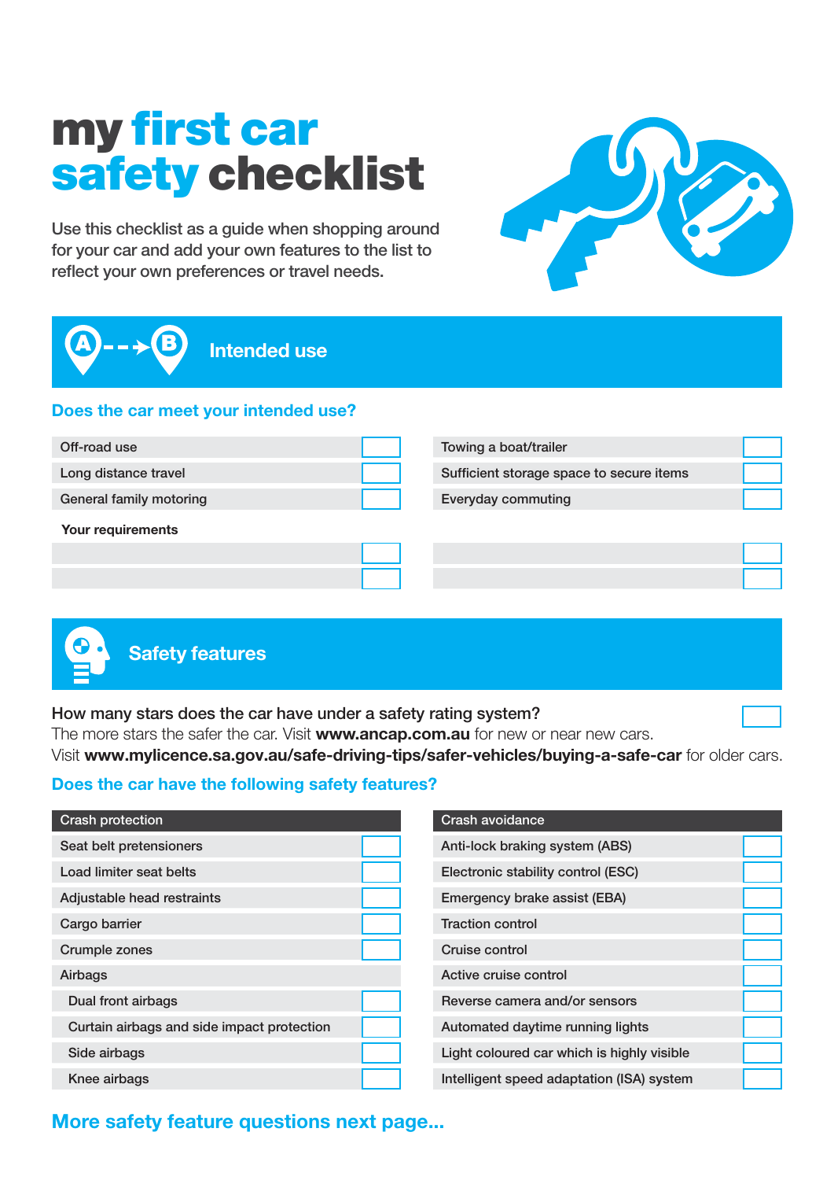# my first car safety checklist

Use this checklist as a guide when shopping around for your car and add your own features to the list to reflect your own preferences or travel needs.

## Intended use

### Does the car meet your intended use?

| | | | |
|---|---|---|---|
| Off-road use | ☐ | Towing a boat/trailer | ☐ |
| Long distance travel | ☐ | Sufficient storage space to secure items | ☐ |
| General family motoring | ☐ | Everyday commuting | ☐ |

**Your requirements**

| | | | |
|---|---|---|---|
| | ☐ | | ☐ |
| | ☐ | | ☐ |

## Safety features

How many stars does the car have under a safety rating system? ☐

The more stars the safer the car. Visit **www.ancap.com.au** for new or near new cars.
Visit **www.mylicence.sa.gov.au/safe-driving-tips/safer-vehicles/buying-a-safe-car** for older cars.

### Does the car have the following safety features?

| Crash protection | | Crash avoidance | |
|---|---|---|---|
| Seat belt pretensioners | ☐ | Anti-lock braking system (ABS) | ☐ |
| Load limiter seat belts | ☐ | Electronic stability control (ESC) | ☐ |
| Adjustable head restraints | ☐ | Emergency brake assist (EBA) | ☐ |
| Cargo barrier | ☐ | Traction control | ☐ |
| Crumple zones | ☐ | Cruise control | ☐ |
| Airbags | | Active cruise control | ☐ |
| Dual front airbags | ☐ | Reverse camera and/or sensors | ☐ |
| Curtain airbags and side impact protection | ☐ | Automated daytime running lights | ☐ |
| Side airbags | ☐ | Light coloured car which is highly visible | ☐ |
| Knee airbags | ☐ | Intelligent speed adaptation (ISA) system | ☐ |

**More safety feature questions next page...**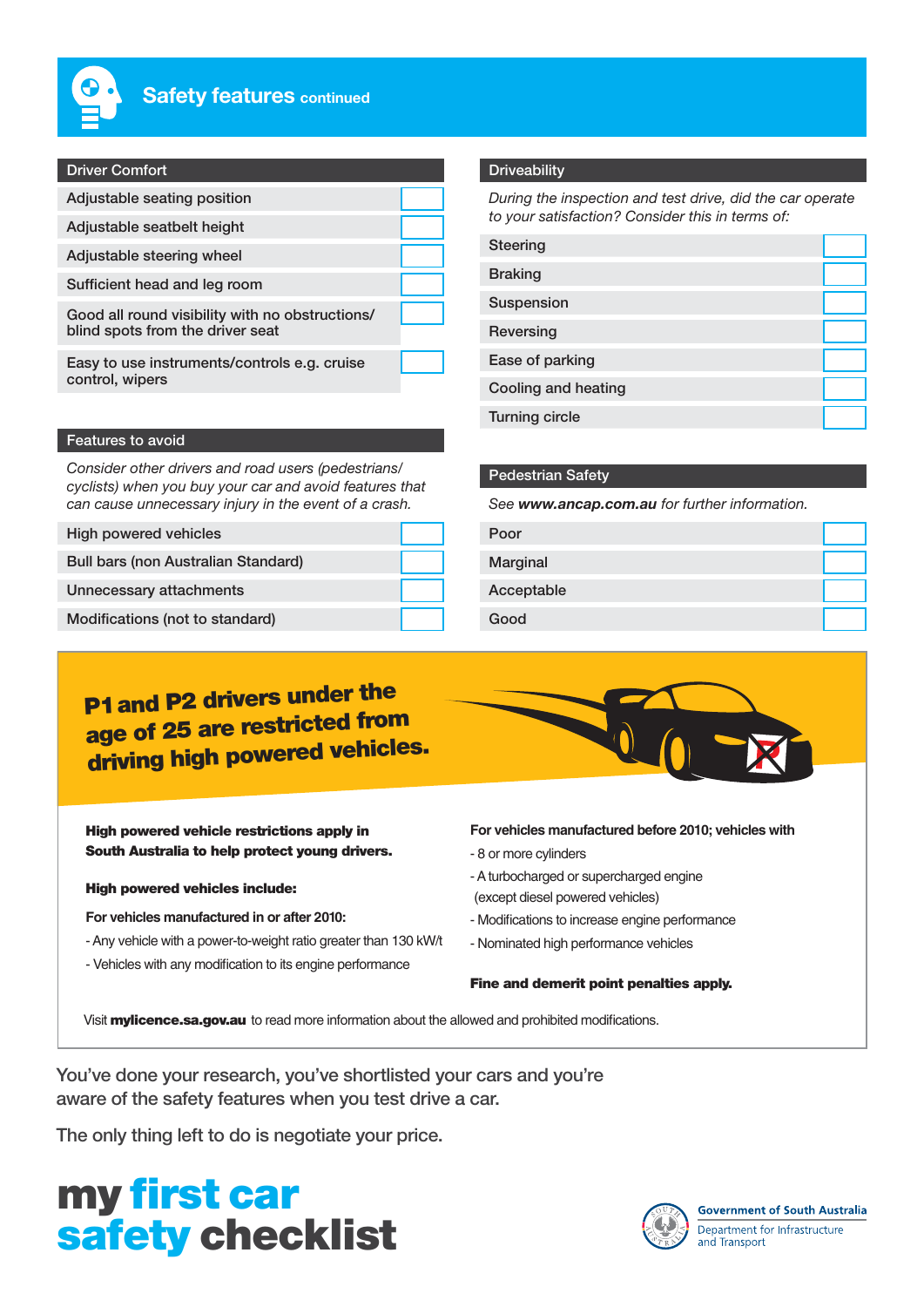## Safety features continued

| Driver Comfort | |
|---|---|
| Adjustable seating position | |
| Adjustable seatbelt height | |
| Adjustable steering wheel | |
| Sufficient head and leg room | |
| Good all round visibility with no obstructions/ blind spots from the driver seat | |
| Easy to use instruments/controls e.g. cruise control, wipers | |

### Features to avoid

*Consider other drivers and road users (pedestrians/ cyclists) when you buy your car and avoid features that can cause unnecessary injury in the event of a crash.*

| | |
|---|---|
| High powered vehicles | |
| Bull bars (non Australian Standard) | |
| Unnecessary attachments | |
| Modifications (not to standard) | |

### Driveability

*During the inspection and test drive, did the car operate to your satisfaction? Consider this in terms of:*

| | |
|---|---|
| Steering | |
| Braking | |
| Suspension | |
| Reversing | |
| Ease of parking | |
| Cooling and heating | |
| Turning circle | |

### Pedestrian Safety

*See **www.ancap.com.au** for further information.*

| | |
|---|---|
| Poor | |
| Marginal | |
| Acceptable | |
| Good | |

## P1 and P2 drivers under the age of 25 are restricted from driving high powered vehicles.

**High powered vehicle restrictions apply in South Australia to help protect young drivers.**

**High powered vehicles include:**

**For vehicles manufactured in or after 2010:**

- Any vehicle with a power-to-weight ratio greater than 130 kW/t
- Vehicles with any modification to its engine performance

**For vehicles manufactured before 2010; vehicles with**

- 8 or more cylinders
- A turbocharged or supercharged engine (except diesel powered vehicles)
- Modifications to increase engine performance
- Nominated high performance vehicles

**Fine and demerit point penalties apply.**

Visit **mylicence.sa.gov.au** to read more information about the allowed and prohibited modifications.

You've done your research, you've shortlisted your cars and you're aware of the safety features when you test drive a car.

The only thing left to do is negotiate your price.

# my first car safety checklist

Government of South Australia
Department for Infrastructure and Transport